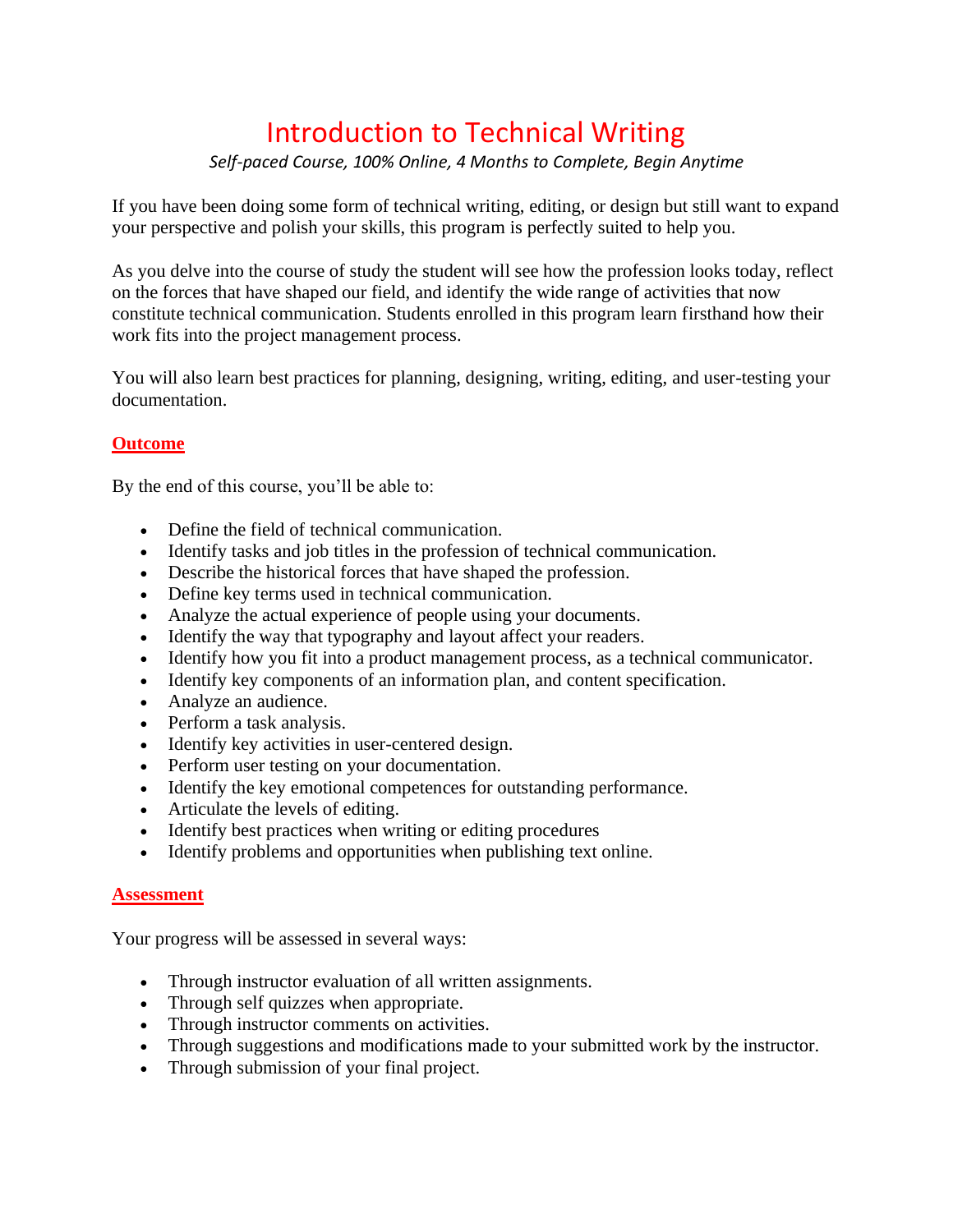# Introduction to Technical Writing

*Self-paced Course, 100% Online, 4 Months to Complete, Begin Anytime*

If you have been doing some form of technical writing, editing, or design but still want to expand your perspective and polish your skills, this program is perfectly suited to help you.

As you delve into the course of study the student will see how the profession looks today, reflect on the forces that have shaped our field, and identify the wide range of activities that now constitute technical communication. Students enrolled in this program learn firsthand how their work fits into the project management process.

You will also learn best practices for planning, designing, writing, editing, and user-testing your documentation.

## Outcome

By the end of this course, you'll be able to:

- Define the field of technical communication.
- Identify tasks and job titles in the profession of technical communication.
- Describe the historical forces that have shaped the profession.
- Define key terms used in technical communication.
- Analyze the actual experience of people using your documents.
- Identify the way that typography and layout affect your readers.
- Identify how you fit into a product management process, as a technical communicator.
- Identify key components of an information plan, and content specification.
- Analyze an audience.
- Perform a task analysis.
- Identify key activities in user-centered design.
- Perform user testing on your documentation.
- Identify the key emotional competences for outstanding performance.
- Articulate the levels of editing.
- Identify best practices when writing or editing procedures
- Identify problems and opportunities when publishing text online.

## Assessment

Your progress will be assessed in several ways:

- Through instructor evaluation of all written assignments.
- Through self quizzes when appropriate.
- Through instructor comments on activities.
- Through suggestions and modifications made to your submitted work by the instructor.
- Through submission of your final project.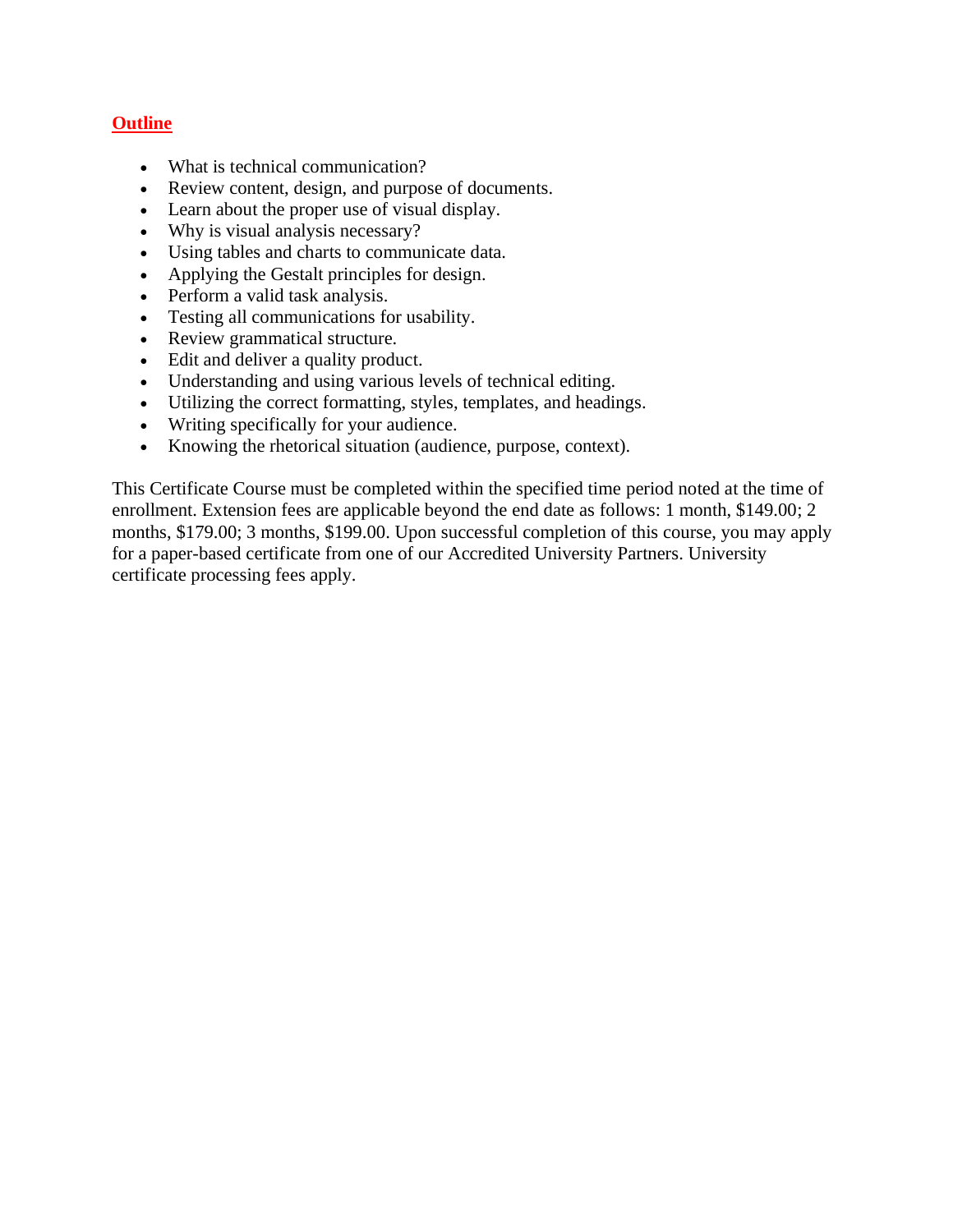## Outline

- What is technical communication?
- Review content, design, and purpose of documents.
- Learn about the proper use of visual display.
- Why is visual analysis necessary?
- Using tables and charts to communicate data.
- Applying the Gestalt principles for design.
- Perform a valid task analysis.
- Testing all communications for usability.
- Review grammatical structure.
- Edit and deliver a quality product.
- Understanding and using various levels of technical editing.
- Utilizing the correct formatting, styles, templates, and headings.
- Writing specifically for your audience.
- Knowing the rhetorical situation (audience, purpose, context).

This Certificate Course must be completed within the specified time period noted at the time of enrollment. Extension fees are applicable beyond the end date as follows: 1 month, $149.00; 2 months, $179.00; 3 months, $199.00. Upon successful completion of this course, you may apply for a paper-based certificate from one of our Accredited University Partners. University certificate processing fees apply.